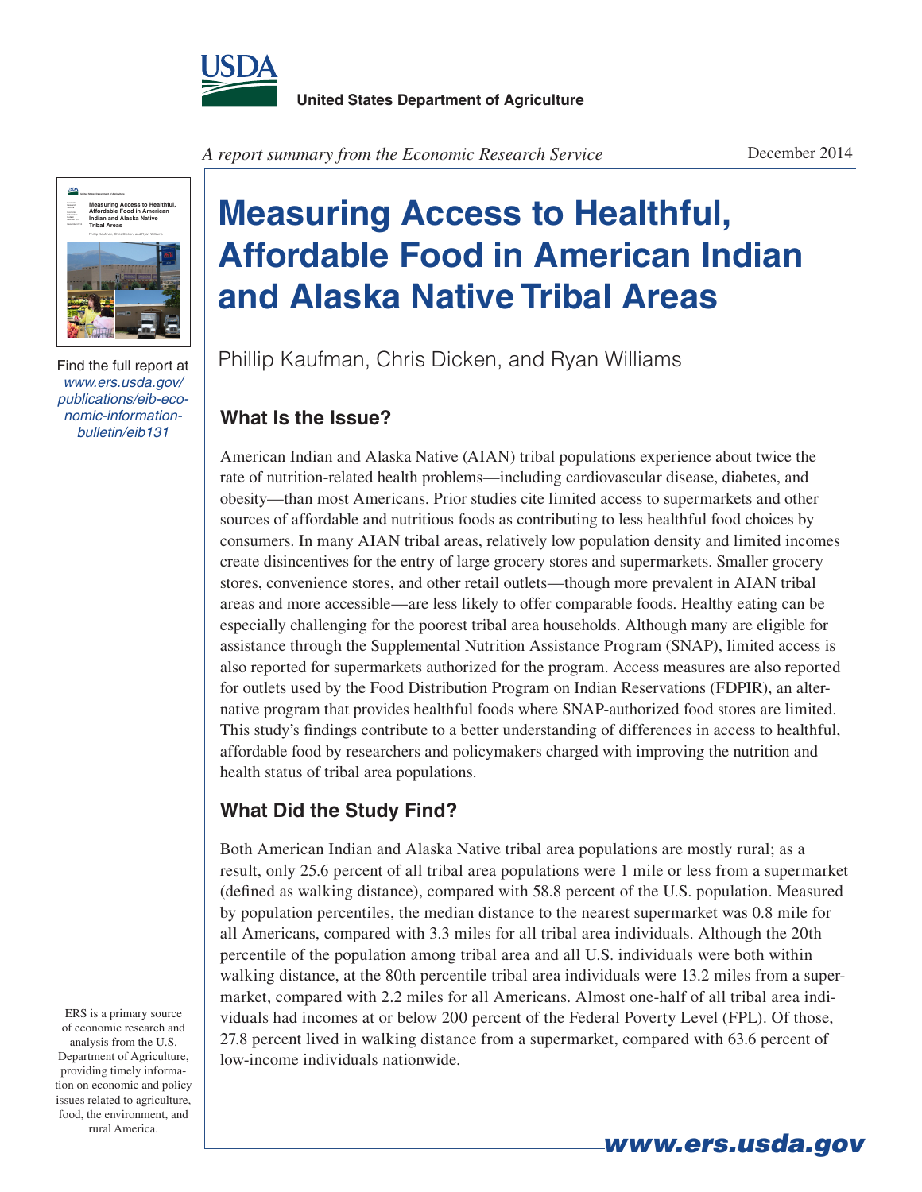United States Department of Agriculture

*A report summary from the Economic Research Service*

December 2014

# Measuring Access to Healthful, Affordable Food in American Indian and Alaska Native Tribal Areas

Phillip Kaufman, Chris Dicken, and Ryan Williams

Find the full report at *www.ers.usda.gov/publications/eib-economic-information-bulletin/eib131*

## What Is the Issue?

American Indian and Alaska Native (AIAN) tribal populations experience about twice the rate of nutrition-related health problems—including cardiovascular disease, diabetes, and obesity—than most Americans. Prior studies cite limited access to supermarkets and other sources of affordable and nutritious foods as contributing to less healthful food choices by consumers. In many AIAN tribal areas, relatively low population density and limited incomes create disincentives for the entry of large grocery stores and supermarkets. Smaller grocery stores, convenience stores, and other retail outlets—though more prevalent in AIAN tribal areas and more accessible—are less likely to offer comparable foods. Healthy eating can be especially challenging for the poorest tribal area households. Although many are eligible for assistance through the Supplemental Nutrition Assistance Program (SNAP), limited access is also reported for supermarkets authorized for the program. Access measures are also reported for outlets used by the Food Distribution Program on Indian Reservations (FDPIR), an alternative program that provides healthful foods where SNAP-authorized food stores are limited. This study's findings contribute to a better understanding of differences in access to healthful, affordable food by researchers and policymakers charged with improving the nutrition and health status of tribal area populations.

## What Did the Study Find?

Both American Indian and Alaska Native tribal area populations are mostly rural; as a result, only 25.6 percent of all tribal area populations were 1 mile or less from a supermarket (defined as walking distance), compared with 58.8 percent of the U.S. population. Measured by population percentiles, the median distance to the nearest supermarket was 0.8 mile for all Americans, compared with 3.3 miles for all tribal area individuals. Although the 20th percentile of the population among tribal area and all U.S. individuals were both within walking distance, at the 80th percentile tribal area individuals were 13.2 miles from a supermarket, compared with 2.2 miles for all Americans. Almost one-half of all tribal area individuals had incomes at or below 200 percent of the Federal Poverty Level (FPL). Of those, 27.8 percent lived in walking distance from a supermarket, compared with 63.6 percent of low-income individuals nationwide.

ERS is a primary source of economic research and analysis from the U.S. Department of Agriculture, providing timely information on economic and policy issues related to agriculture, food, the environment, and rural America.

www.ers.usda.gov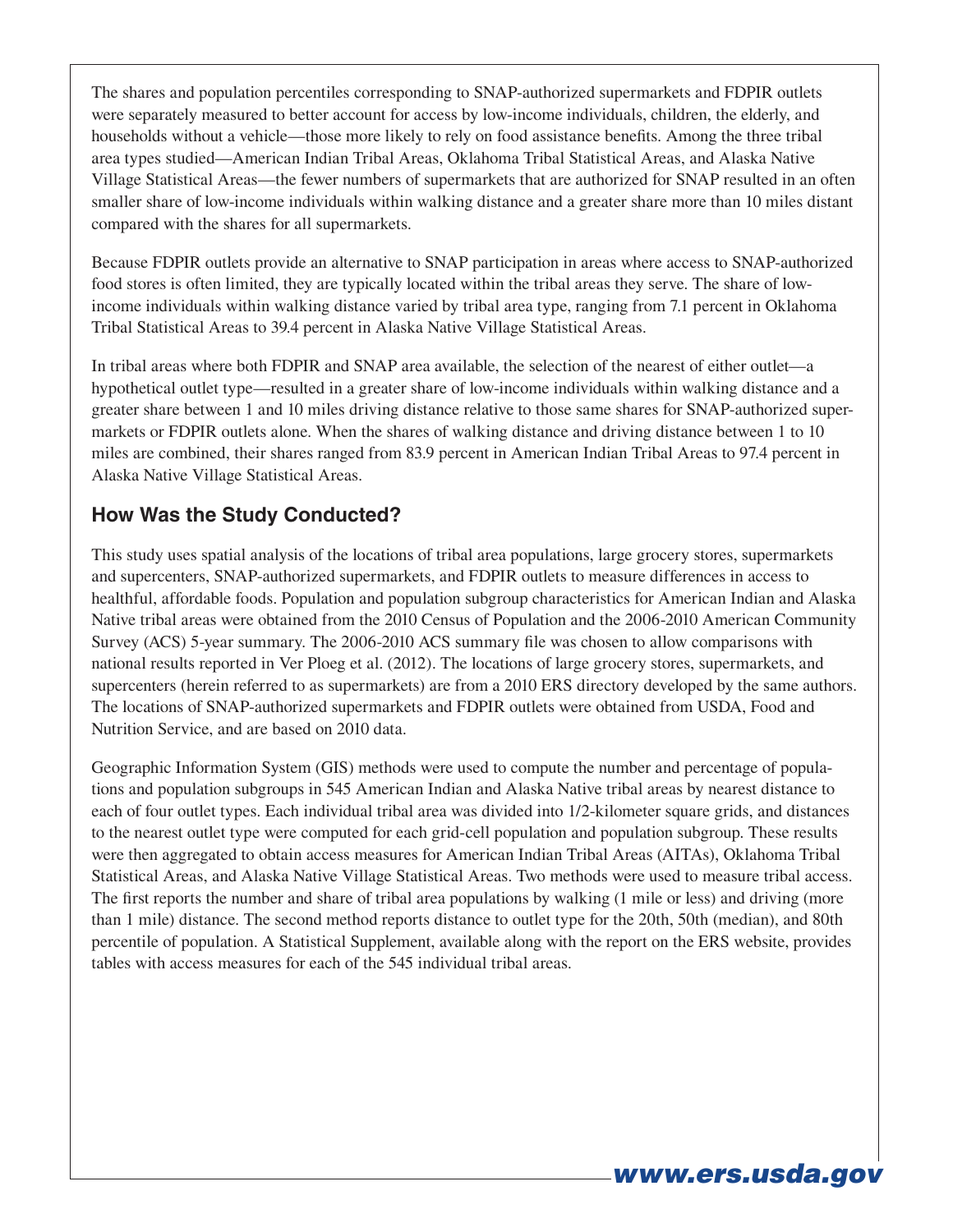The shares and population percentiles corresponding to SNAP-authorized supermarkets and FDPIR outlets were separately measured to better account for access by low-income individuals, children, the elderly, and households without a vehicle—those more likely to rely on food assistance benefits. Among the three tribal area types studied—American Indian Tribal Areas, Oklahoma Tribal Statistical Areas, and Alaska Native Village Statistical Areas—the fewer numbers of supermarkets that are authorized for SNAP resulted in an often smaller share of low-income individuals within walking distance and a greater share more than 10 miles distant compared with the shares for all supermarkets.

Because FDPIR outlets provide an alternative to SNAP participation in areas where access to SNAP-authorized food stores is often limited, they are typically located within the tribal areas they serve. The share of low-income individuals within walking distance varied by tribal area type, ranging from 7.1 percent in Oklahoma Tribal Statistical Areas to 39.4 percent in Alaska Native Village Statistical Areas.

In tribal areas where both FDPIR and SNAP area available, the selection of the nearest of either outlet—a hypothetical outlet type—resulted in a greater share of low-income individuals within walking distance and a greater share between 1 and 10 miles driving distance relative to those same shares for SNAP-authorized supermarkets or FDPIR outlets alone. When the shares of walking distance and driving distance between 1 to 10 miles are combined, their shares ranged from 83.9 percent in American Indian Tribal Areas to 97.4 percent in Alaska Native Village Statistical Areas.

## How Was the Study Conducted?

This study uses spatial analysis of the locations of tribal area populations, large grocery stores, supermarkets and supercenters, SNAP-authorized supermarkets, and FDPIR outlets to measure differences in access to healthful, affordable foods. Population and population subgroup characteristics for American Indian and Alaska Native tribal areas were obtained from the 2010 Census of Population and the 2006-2010 American Community Survey (ACS) 5-year summary. The 2006-2010 ACS summary file was chosen to allow comparisons with national results reported in Ver Ploeg et al. (2012). The locations of large grocery stores, supermarkets, and supercenters (herein referred to as supermarkets) are from a 2010 ERS directory developed by the same authors. The locations of SNAP-authorized supermarkets and FDPIR outlets were obtained from USDA, Food and Nutrition Service, and are based on 2010 data.

Geographic Information System (GIS) methods were used to compute the number and percentage of populations and population subgroups in 545 American Indian and Alaska Native tribal areas by nearest distance to each of four outlet types. Each individual tribal area was divided into 1/2-kilometer square grids, and distances to the nearest outlet type were computed for each grid-cell population and population subgroup. These results were then aggregated to obtain access measures for American Indian Tribal Areas (AITAs), Oklahoma Tribal Statistical Areas, and Alaska Native Village Statistical Areas. Two methods were used to measure tribal access. The first reports the number and share of tribal area populations by walking (1 mile or less) and driving (more than 1 mile) distance. The second method reports distance to outlet type for the 20th, 50th (median), and 80th percentile of population. A Statistical Supplement, available along with the report on the ERS website, provides tables with access measures for each of the 545 individual tribal areas.